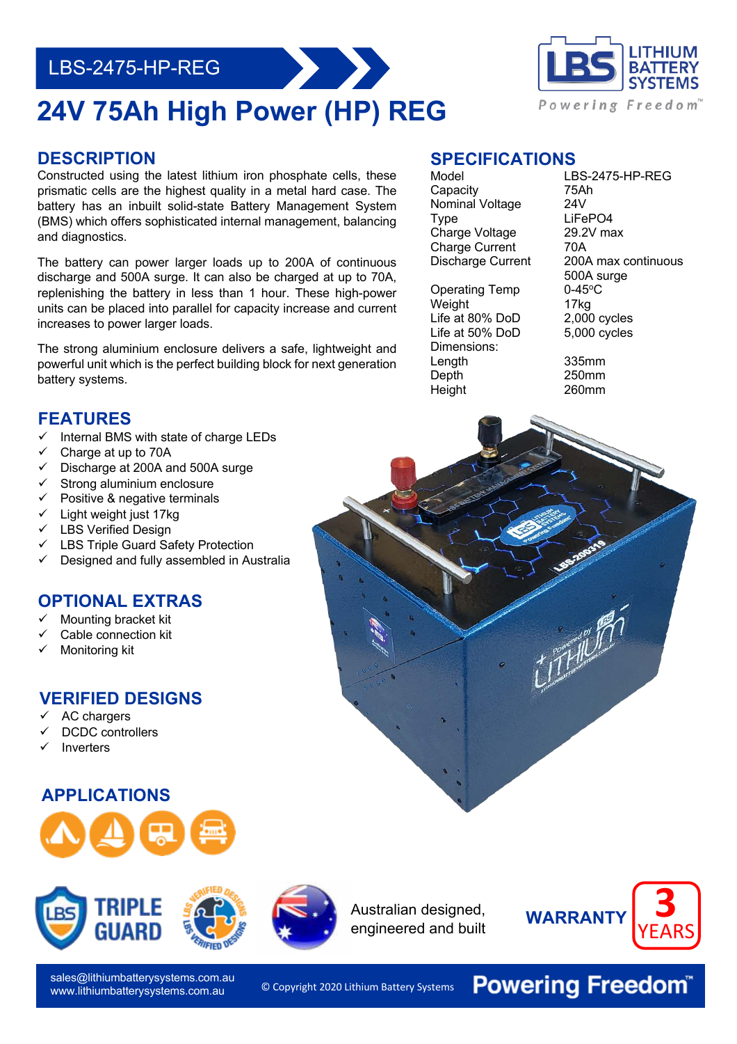LBS-2475-HP-REG

# 24V 75Ah High Power (HP) REG

## DESCRIPTION

Constructed using the latest lithium iron phosphate cells, these prismatic cells are the highest quality in a metal hard case. The battery has an inbuilt solid-state Battery Management System (BMS) which offers sophisticated internal management, balancing and diagnostics.

The battery can power larger loads up to 200A of continuous discharge and 500A surge. It can also be charged at up to 70A, replenishing the battery in less than 1 hour. These high-power units can be placed into parallel for capacity increase and current increases to power larger loads.

The strong aluminium enclosure delivers a safe, lightweight and powerful unit which is the perfect building block for next generation battery systems.

## SPECIFICATIONS

| | |
|---|---|
| Model | LBS-2475-HP-REG |
| Capacity | 75Ah |
| Nominal Voltage | 24V |
| Type | LiFePO4 |
| Charge Voltage | 29.2V max |
| Charge Current | 70A |
| Discharge Current | 200A max continuous<br>500A surge |
| Operating Temp | 0-45°C |
| Weight | 17kg |
| Life at 80% DoD | 2,000 cycles |
| Life at 50% DoD | 5,000 cycles |
| Dimensions: | |
| Length | 335mm |
| Depth | 250mm |
| Height | 260mm |

## FEATURES

- ✓ Internal BMS with state of charge LEDs
- ✓ Charge at up to 70A
- ✓ Discharge at 200A and 500A surge
- ✓ Strong aluminium enclosure
- ✓ Positive & negative terminals
- ✓ Light weight just 17kg
- ✓ LBS Verified Design
- ✓ LBS Triple Guard Safety Protection
- ✓ Designed and fully assembled in Australia

## OPTIONAL EXTRAS

- ✓ Mounting bracket kit
- ✓ Cable connection kit
- ✓ Monitoring kit

## VERIFIED DESIGNS

- ✓ AC chargers
- ✓ DCDC controllers
- ✓ Inverters

## APPLICATIONS

TRIPLE GUARD

Australian designed, engineered and built

WARRANTY 3 YEARS

sales@lithiumbatterysystems.com.au
www.lithiumbatterysystems.com.au

© Copyright 2020 Lithium Battery Systems

Powering Freedom™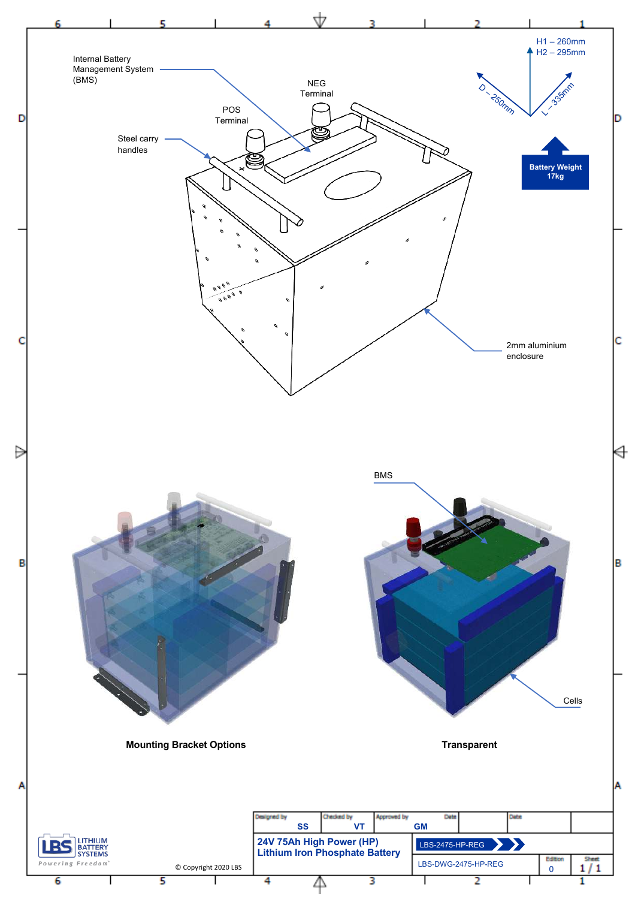Internal Battery Management System (BMS)

NEG Terminal

POS Terminal

Steel carry handles

H1 – 260mm
H2 – 295mm

D – 250mm

L – 335mm

Battery Weight 17kg

2mm aluminium enclosure

BMS

Cells

**Mounting Bracket Options**

**Transparent**

| Designed by | Checked by | Approved by | Date | Date |
|---|---|---|---|---|
| SS | VT | GM | | |

**24V 75Ah High Power (HP) Lithium Iron Phosphate Battery**

LBS-2475-HP-REG

LBS-DWG-2475-HP-REG

| Edition | Sheet |
|---|---|
| 0 | 1 / 1 |

LITHIUM BATTERY SYSTEMS

Powering Freedom

© Copyright 2020 LBS